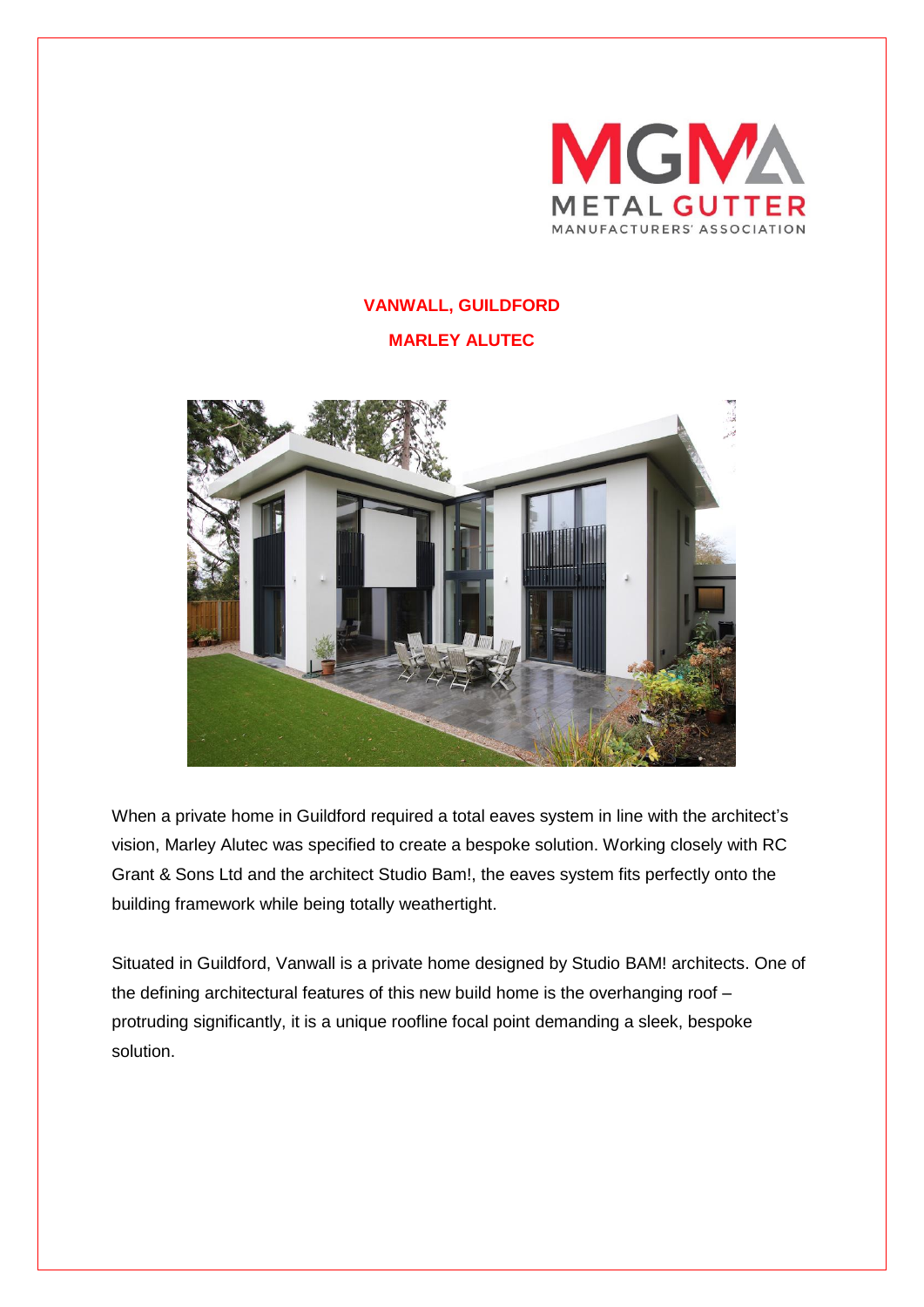MGMA
METAL GUTTER
MANUFACTURERS' ASSOCIATION

# VANWALL, GUILDFORD

## MARLEY ALUTEC

When a private home in Guildford required a total eaves system in line with the architect's vision, Marley Alutec was specified to create a bespoke solution. Working closely with RC Grant & Sons Ltd and the architect Studio Bam!, the eaves system fits perfectly onto the building framework while being totally weathertight.

Situated in Guildford, Vanwall is a private home designed by Studio BAM! architects. One of the defining architectural features of this new build home is the overhanging roof – protruding significantly, it is a unique roofline focal point demanding a sleek, bespoke solution.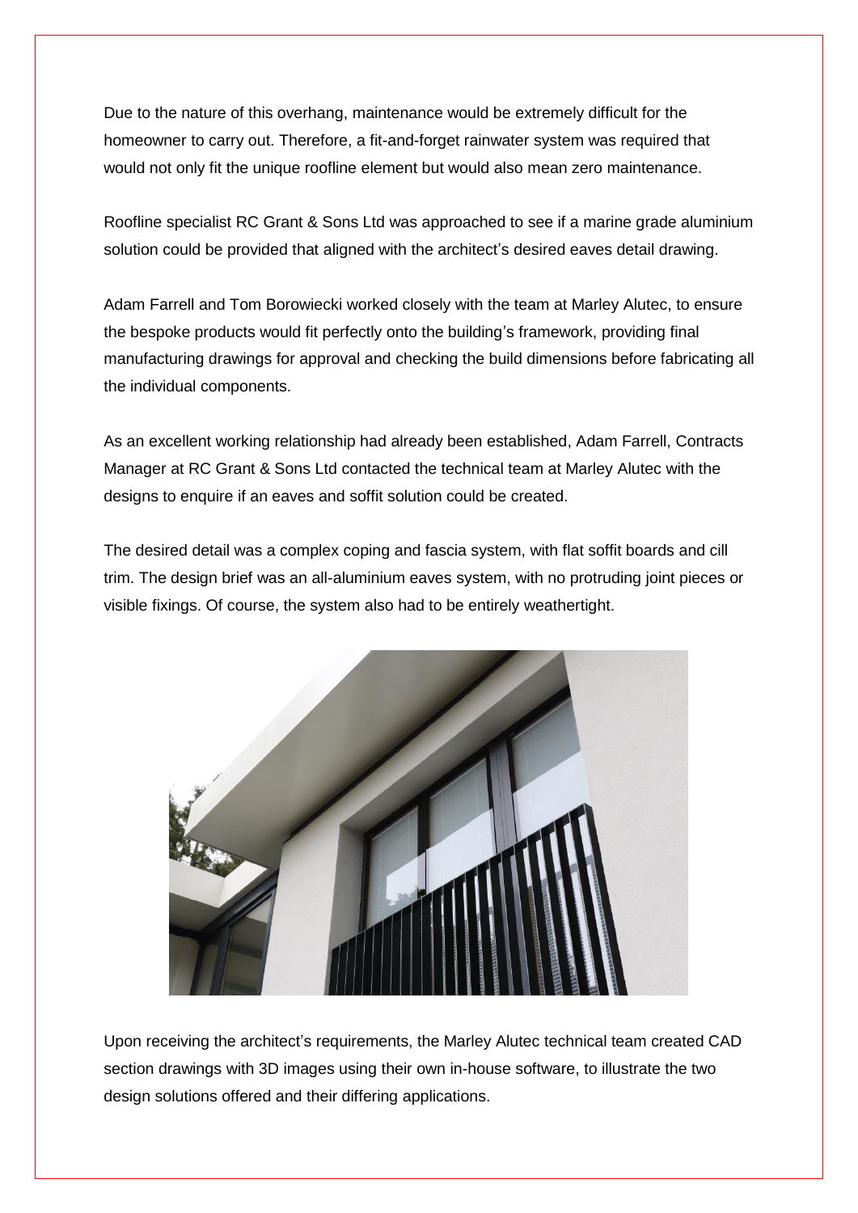Due to the nature of this overhang, maintenance would be extremely difficult for the homeowner to carry out. Therefore, a fit-and-forget rainwater system was required that would not only fit the unique roofline element but would also mean zero maintenance.

Roofline specialist RC Grant & Sons Ltd was approached to see if a marine grade aluminium solution could be provided that aligned with the architect's desired eaves detail drawing.

Adam Farrell and Tom Borowiecki worked closely with the team at Marley Alutec, to ensure the bespoke products would fit perfectly onto the building's framework, providing final manufacturing drawings for approval and checking the build dimensions before fabricating all the individual components.

As an excellent working relationship had already been established, Adam Farrell, Contracts Manager at RC Grant & Sons Ltd contacted the technical team at Marley Alutec with the designs to enquire if an eaves and soffit solution could be created.

The desired detail was a complex coping and fascia system, with flat soffit boards and cill trim. The design brief was an all-aluminium eaves system, with no protruding joint pieces or visible fixings. Of course, the system also had to be entirely weathertight.

Upon receiving the architect's requirements, the Marley Alutec technical team created CAD section drawings with 3D images using their own in-house software, to illustrate the two design solutions offered and their differing applications.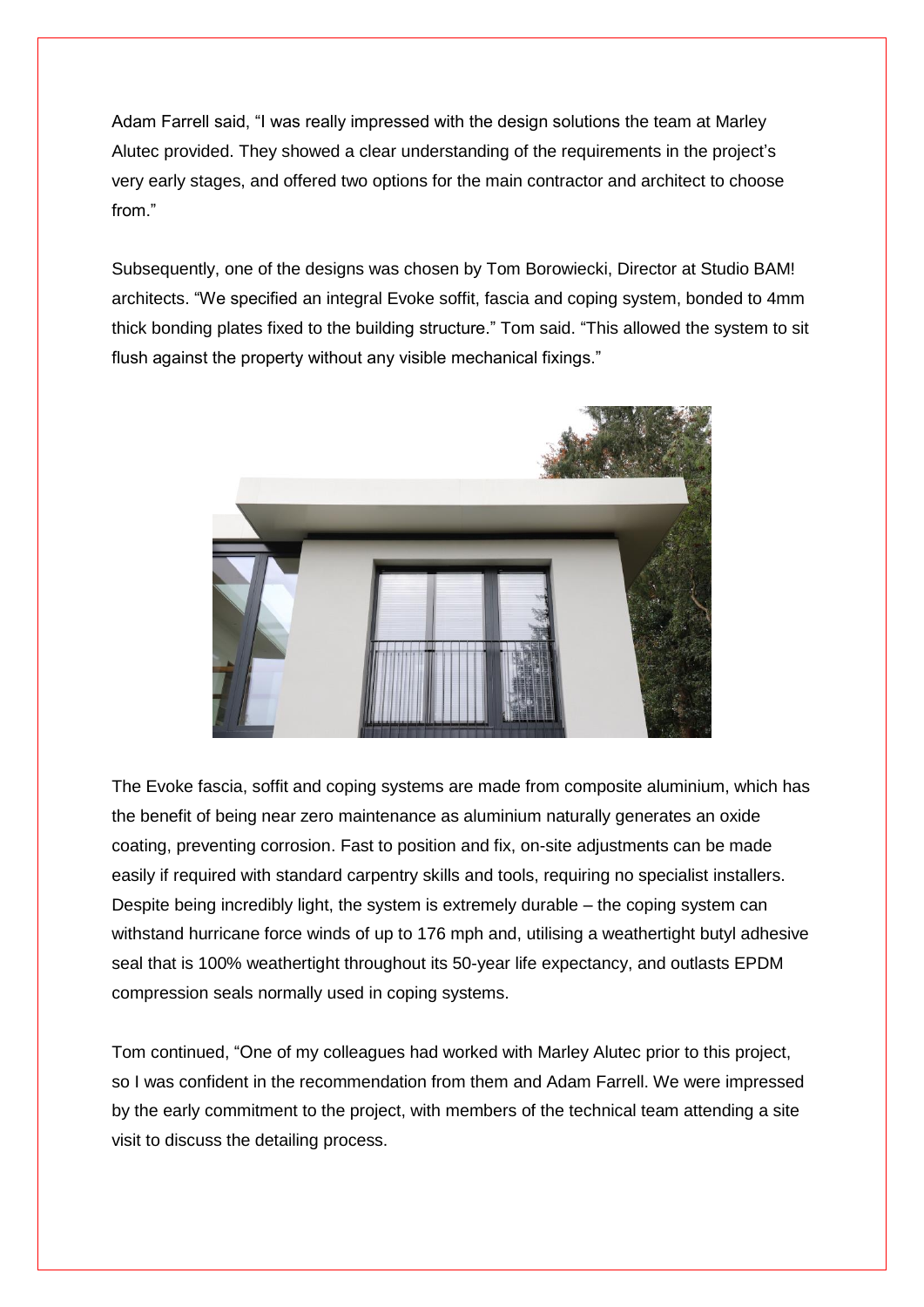Adam Farrell said, "I was really impressed with the design solutions the team at Marley Alutec provided. They showed a clear understanding of the requirements in the project's very early stages, and offered two options for the main contractor and architect to choose from."

Subsequently, one of the designs was chosen by Tom Borowiecki, Director at Studio BAM! architects. "We specified an integral Evoke soffit, fascia and coping system, bonded to 4mm thick bonding plates fixed to the building structure." Tom said. "This allowed the system to sit flush against the property without any visible mechanical fixings."

The Evoke fascia, soffit and coping systems are made from composite aluminium, which has the benefit of being near zero maintenance as aluminium naturally generates an oxide coating, preventing corrosion. Fast to position and fix, on-site adjustments can be made easily if required with standard carpentry skills and tools, requiring no specialist installers. Despite being incredibly light, the system is extremely durable – the coping system can withstand hurricane force winds of up to 176 mph and, utilising a weathertight butyl adhesive seal that is 100% weathertight throughout its 50-year life expectancy, and outlasts EPDM compression seals normally used in coping systems.

Tom continued, "One of my colleagues had worked with Marley Alutec prior to this project, so I was confident in the recommendation from them and Adam Farrell. We were impressed by the early commitment to the project, with members of the technical team attending a site visit to discuss the detailing process.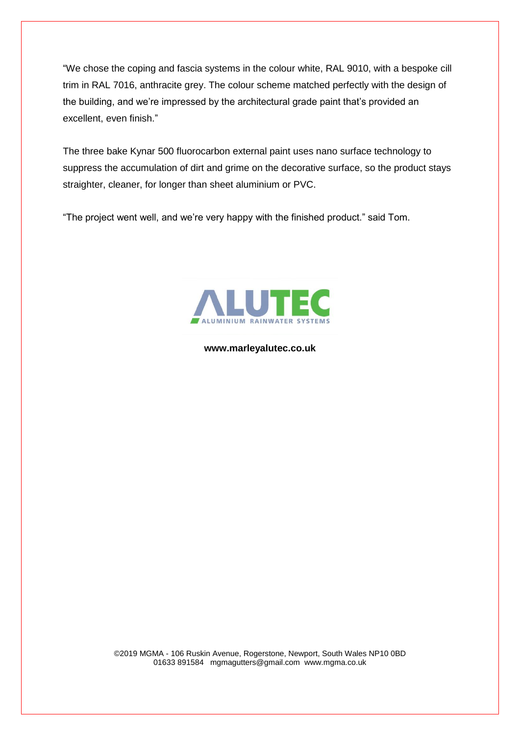"We chose the coping and fascia systems in the colour white, RAL 9010, with a bespoke cill trim in RAL 7016, anthracite grey. The colour scheme matched perfectly with the design of the building, and we're impressed by the architectural grade paint that's provided an excellent, even finish."

The three bake Kynar 500 fluorocarbon external paint uses nano surface technology to suppress the accumulation of dirt and grime on the decorative surface, so the product stays straighter, cleaner, for longer than sheet aluminium or PVC.

"The project went well, and we're very happy with the finished product." said Tom.

ALUTEC
ALUMINIUM RAINWATER SYSTEMS

**www.marleyalutec.co.uk**

©2019 MGMA - 106 Ruskin Avenue, Rogerstone, Newport, South Wales NP10 0BD
01633 891584 mgmagutters@gmail.com www.mgma.co.uk